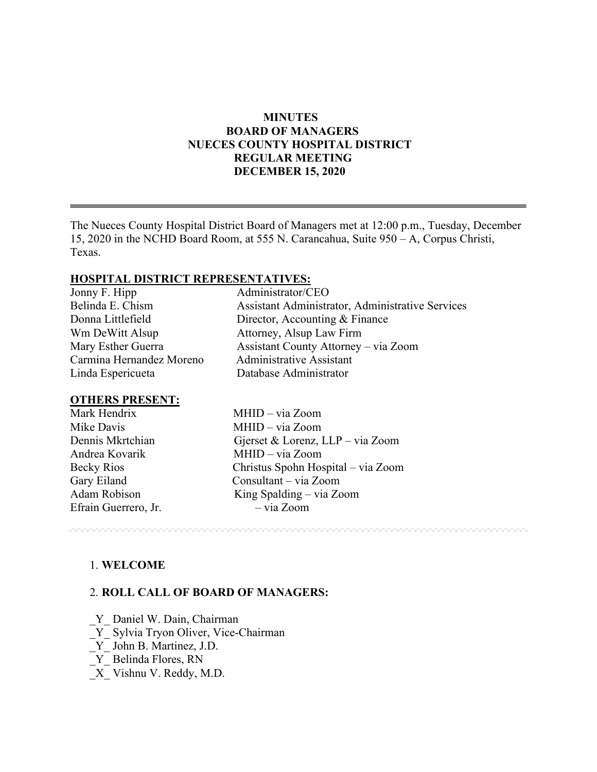# MINUTES
## BOARD OF MANAGERS
## NUECES COUNTY HOSPITAL DISTRICT
## REGULAR MEETING
## DECEMBER 15, 2020

---

The Nueces County Hospital District Board of Managers met at 12:00 p.m., Tuesday, December 15, 2020 in the NCHD Board Room, at 555 N. Carancahua, Suite 950 – A, Corpus Christi, Texas.

**HOSPITAL DISTRICT REPRESENTATIVES:**

| | |
|---|---|
| Jonny F. Hipp | Administrator/CEO |
| Belinda E. Chism | Assistant Administrator, Administrative Services |
| Donna Littlefield | Director, Accounting & Finance |
| Wm DeWitt Alsup | Attorney, Alsup Law Firm |
| Mary Esther Guerra | Assistant County Attorney – via Zoom |
| Carmina Hernandez Moreno | Administrative Assistant |
| Linda Espericueta | Database Administrator |

**OTHERS PRESENT:**

| | |
|---|---|
| Mark Hendrix | MHID – via Zoom |
| Mike Davis | MHID – via Zoom |
| Dennis Mkrtchian | Gjerset & Lorenz, LLP – via Zoom |
| Andrea Kovarik | MHID – via Zoom |
| Becky Rios | Christus Spohn Hospital – via Zoom |
| Gary Eiland | Consultant – via Zoom |
| Adam Robison | King Spalding – via Zoom |
| Efrain Guerrero, Jr. | – via Zoom |

1. **WELCOME**

2. **ROLL CALL OF BOARD OF MANAGERS:**

_Y_ Daniel W. Dain, Chairman
_Y_ Sylvia Tryon Oliver, Vice-Chairman
_Y_ John B. Martinez, J.D.
_Y_ Belinda Flores, RN
_X_ Vishnu V. Reddy, M.D.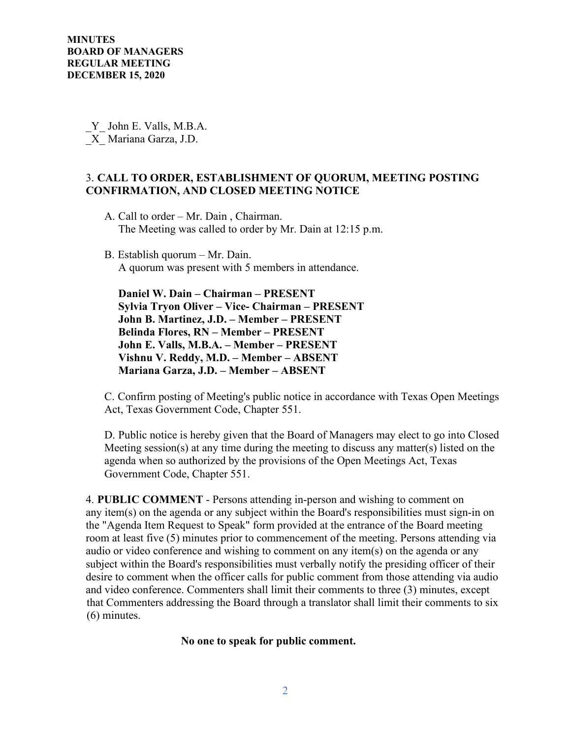**MINUTES**
**BOARD OF MANAGERS**
**REGULAR MEETING**
**DECEMBER 15, 2020**

_Y_ John E. Valls, M.B.A.
_X_ Mariana Garza, J.D.

3. **CALL TO ORDER, ESTABLISHMENT OF QUORUM, MEETING POSTING CONFIRMATION, AND CLOSED MEETING NOTICE**

A. Call to order – Mr. Dain , Chairman.
The Meeting was called to order by Mr. Dain at 12:15 p.m.

B. Establish quorum – Mr. Dain.
A quorum was present with 5 members in attendance.

**Daniel W. Dain – Chairman – PRESENT**
**Sylvia Tryon Oliver – Vice- Chairman – PRESENT**
**John B. Martinez, J.D. – Member – PRESENT**
**Belinda Flores, RN – Member – PRESENT**
**John E. Valls, M.B.A. – Member – PRESENT**
**Vishnu V. Reddy, M.D. – Member – ABSENT**
**Mariana Garza, J.D. – Member – ABSENT**

C. Confirm posting of Meeting's public notice in accordance with Texas Open Meetings Act, Texas Government Code, Chapter 551.

D. Public notice is hereby given that the Board of Managers may elect to go into Closed Meeting session(s) at any time during the meeting to discuss any matter(s) listed on the agenda when so authorized by the provisions of the Open Meetings Act, Texas Government Code, Chapter 551.

4. **PUBLIC COMMENT** - Persons attending in-person and wishing to comment on any item(s) on the agenda or any subject within the Board's responsibilities must sign-in on the "Agenda Item Request to Speak" form provided at the entrance of the Board meeting room at least five (5) minutes prior to commencement of the meeting. Persons attending via audio or video conference and wishing to comment on any item(s) on the agenda or any subject within the Board's responsibilities must verbally notify the presiding officer of their desire to comment when the officer calls for public comment from those attending via audio and video conference. Commenters shall limit their comments to three (3) minutes, except that Commenters addressing the Board through a translator shall limit their comments to six (6) minutes.

**No one to speak for public comment.**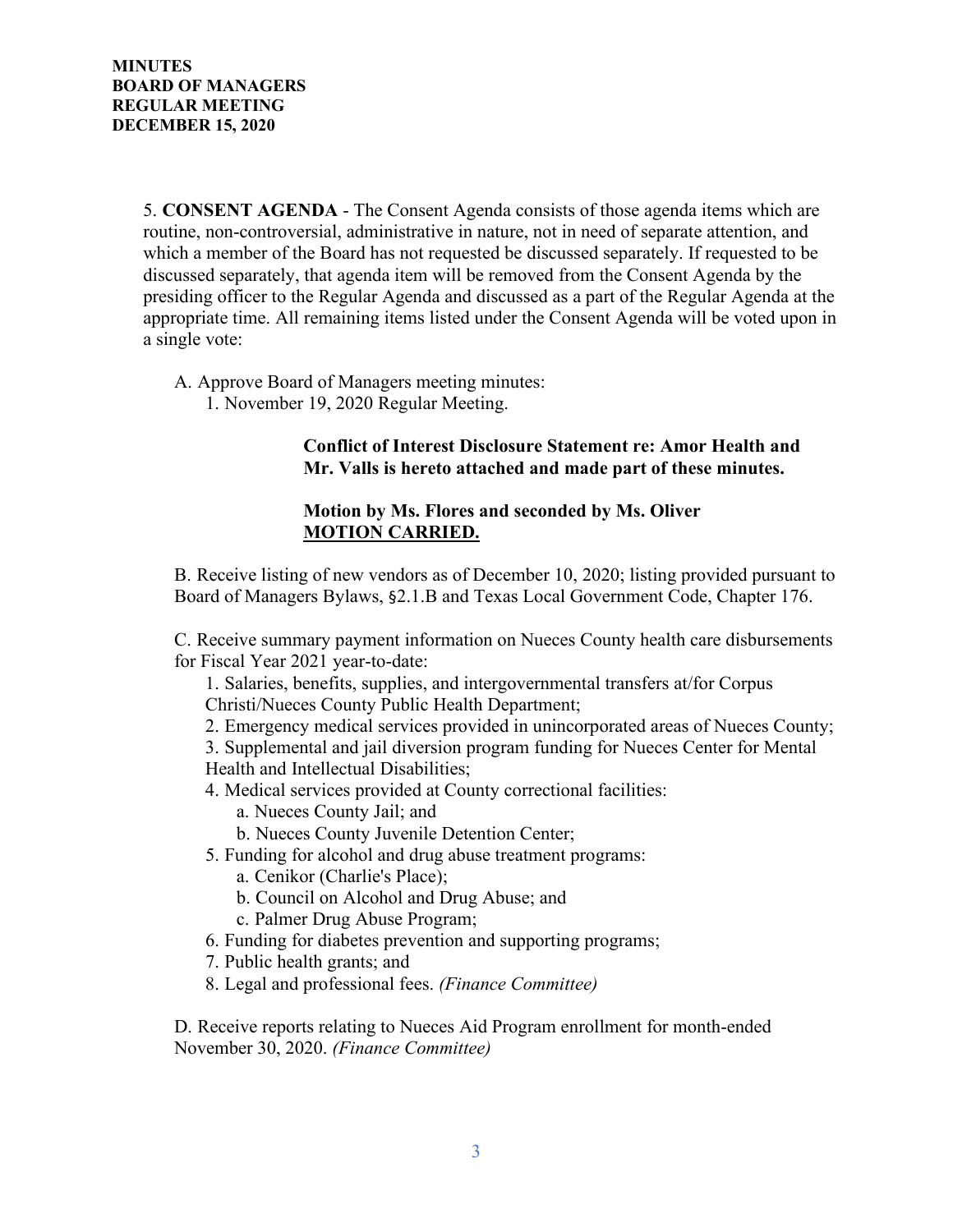**MINUTES**
**BOARD OF MANAGERS**
**REGULAR MEETING**
**DECEMBER 15, 2020**

5. **CONSENT AGENDA** - The Consent Agenda consists of those agenda items which are routine, non-controversial, administrative in nature, not in need of separate attention, and which a member of the Board has not requested be discussed separately. If requested to be discussed separately, that agenda item will be removed from the Consent Agenda by the presiding officer to the Regular Agenda and discussed as a part of the Regular Agenda at the appropriate time. All remaining items listed under the Consent Agenda will be voted upon in a single vote:

A. Approve Board of Managers meeting minutes:

1. November 19, 2020 Regular Meeting.

**Conflict of Interest Disclosure Statement re: Amor Health and Mr. Valls is hereto attached and made part of these minutes.**

**Motion by Ms. Flores and seconded by Ms. Oliver**
**<u>MOTION CARRIED.</u>**

B. Receive listing of new vendors as of December 10, 2020; listing provided pursuant to Board of Managers Bylaws, §2.1.B and Texas Local Government Code, Chapter 176.

C. Receive summary payment information on Nueces County health care disbursements for Fiscal Year 2021 year-to-date:

1. Salaries, benefits, supplies, and intergovernmental transfers at/for Corpus Christi/Nueces County Public Health Department;
2. Emergency medical services provided in unincorporated areas of Nueces County;
3. Supplemental and jail diversion program funding for Nueces Center for Mental Health and Intellectual Disabilities;
4. Medical services provided at County correctional facilities:
   a. Nueces County Jail; and
   b. Nueces County Juvenile Detention Center;
5. Funding for alcohol and drug abuse treatment programs:
   a. Cenikor (Charlie's Place);
   b. Council on Alcohol and Drug Abuse; and
   c. Palmer Drug Abuse Program;
6. Funding for diabetes prevention and supporting programs;
7. Public health grants; and
8. Legal and professional fees. *(Finance Committee)*

D. Receive reports relating to Nueces Aid Program enrollment for month-ended November 30, 2020. *(Finance Committee)*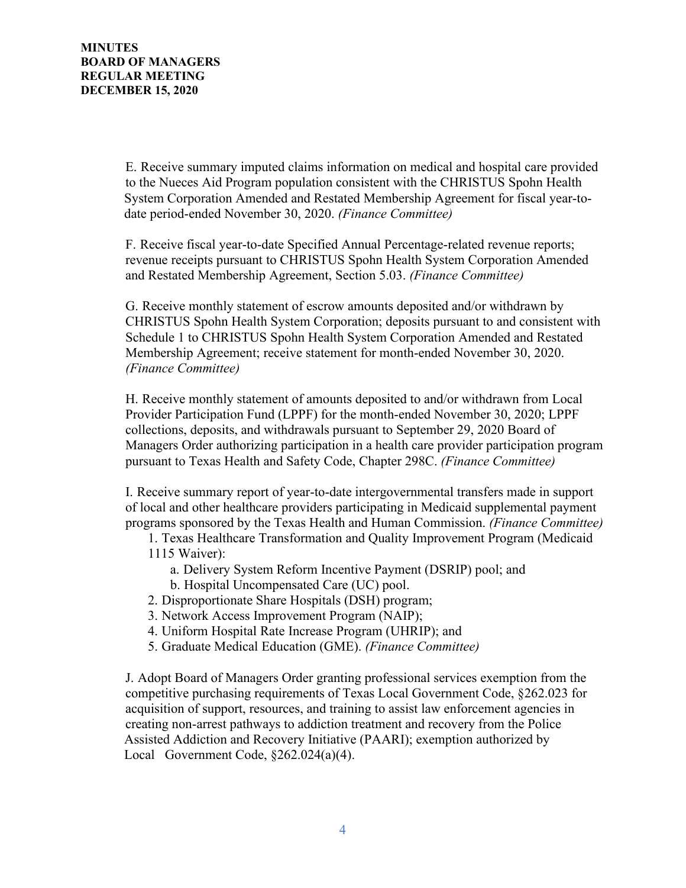E. Receive summary imputed claims information on medical and hospital care provided to the Nueces Aid Program population consistent with the CHRISTUS Spohn Health System Corporation Amended and Restated Membership Agreement for fiscal year-to-date period-ended November 30, 2020. *(Finance Committee)*

F. Receive fiscal year-to-date Specified Annual Percentage-related revenue reports; revenue receipts pursuant to CHRISTUS Spohn Health System Corporation Amended and Restated Membership Agreement, Section 5.03. *(Finance Committee)*

G. Receive monthly statement of escrow amounts deposited and/or withdrawn by CHRISTUS Spohn Health System Corporation; deposits pursuant to and consistent with Schedule 1 to CHRISTUS Spohn Health System Corporation Amended and Restated Membership Agreement; receive statement for month-ended November 30, 2020. *(Finance Committee)*

H. Receive monthly statement of amounts deposited to and/or withdrawn from Local Provider Participation Fund (LPPF) for the month-ended November 30, 2020; LPPF collections, deposits, and withdrawals pursuant to September 29, 2020 Board of Managers Order authorizing participation in a health care provider participation program pursuant to Texas Health and Safety Code, Chapter 298C. *(Finance Committee)*

I. Receive summary report of year-to-date intergovernmental transfers made in support of local and other healthcare providers participating in Medicaid supplemental payment programs sponsored by the Texas Health and Human Commission. *(Finance Committee)*

1. Texas Healthcare Transformation and Quality Improvement Program (Medicaid 1115 Waiver):
    a. Delivery System Reform Incentive Payment (DSRIP) pool; and
    b. Hospital Uncompensated Care (UC) pool.
2. Disproportionate Share Hospitals (DSH) program;
3. Network Access Improvement Program (NAIP);
4. Uniform Hospital Rate Increase Program (UHRIP); and
5. Graduate Medical Education (GME). *(Finance Committee)*

J. Adopt Board of Managers Order granting professional services exemption from the competitive purchasing requirements of Texas Local Government Code, §262.023 for acquisition of support, resources, and training to assist law enforcement agencies in creating non-arrest pathways to addiction treatment and recovery from the Police Assisted Addiction and Recovery Initiative (PAARI); exemption authorized by Local Government Code, §262.024(a)(4).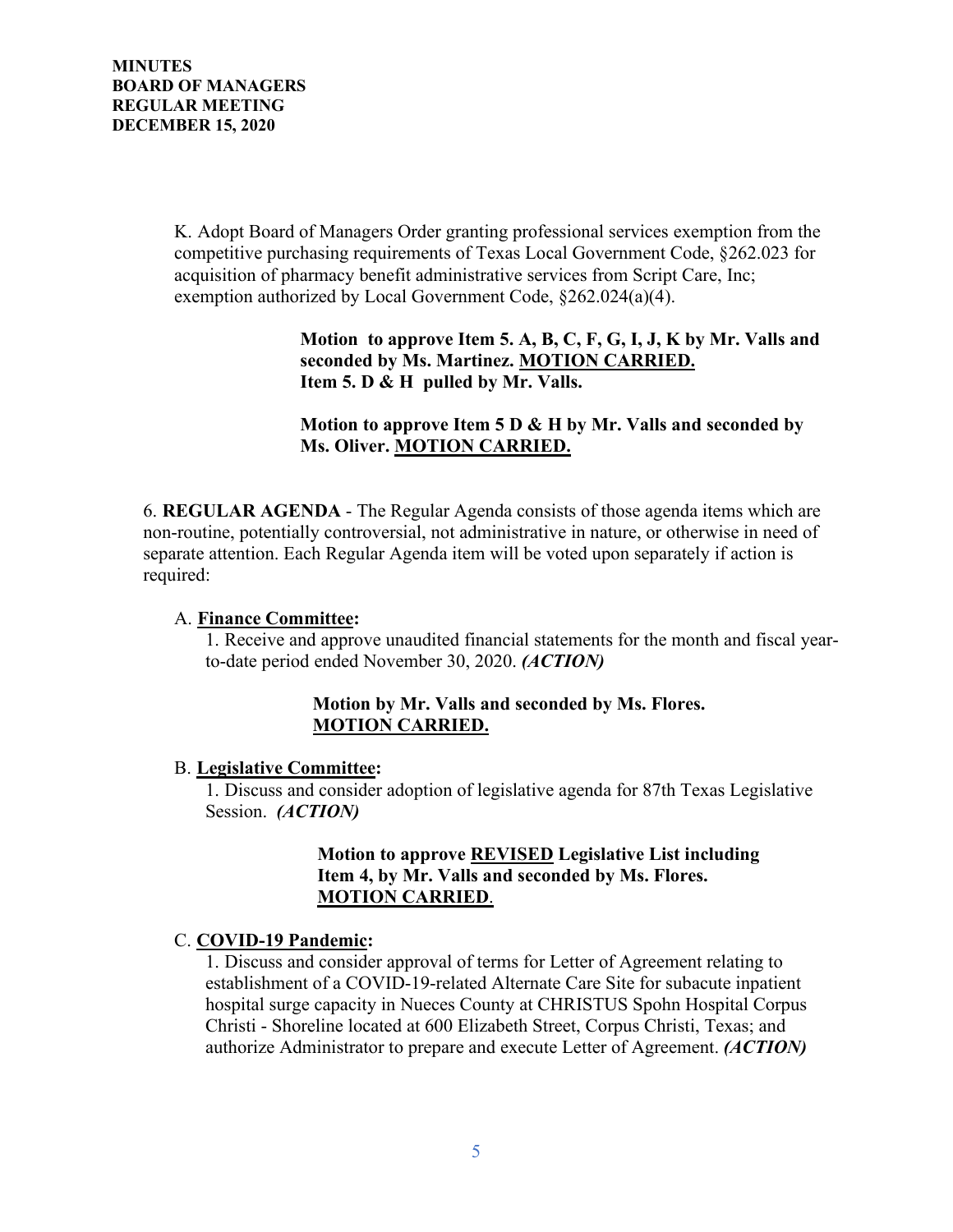K. Adopt Board of Managers Order granting professional services exemption from the competitive purchasing requirements of Texas Local Government Code, §262.023 for acquisition of pharmacy benefit administrative services from Script Care, Inc; exemption authorized by Local Government Code, §262.024(a)(4).

> **Motion to approve Item 5. A, B, C, F, G, I, J, K by Mr. Valls and seconded by Ms. Martinez. <u>MOTION CARRIED.</u>**
> **Item 5. D & H pulled by Mr. Valls.**
>
> **Motion to approve Item 5 D & H by Mr. Valls and seconded by Ms. Oliver. <u>MOTION CARRIED.</u>**

6. **REGULAR AGENDA** - The Regular Agenda consists of those agenda items which are non-routine, potentially controversial, not administrative in nature, or otherwise in need of separate attention. Each Regular Agenda item will be voted upon separately if action is required:

A. **<u>Finance Committee</u>:**

1. Receive and approve unaudited financial statements for the month and fiscal year-to-date period ended November 30, 2020. ***(ACTION)***

> **Motion by Mr. Valls and seconded by Ms. Flores. <u>MOTION CARRIED.</u>**

B. **<u>Legislative Committee</u>:**

1. Discuss and consider adoption of legislative agenda for 87th Texas Legislative Session. ***(ACTION)***

> **Motion to approve <u>REVISED</u> Legislative List including Item 4, by Mr. Valls and seconded by Ms. Flores. <u>MOTION CARRIED</u>.**

C. **<u>COVID-19 Pandemic</u>:**

1. Discuss and consider approval of terms for Letter of Agreement relating to establishment of a COVID-19-related Alternate Care Site for subacute inpatient hospital surge capacity in Nueces County at CHRISTUS Spohn Hospital Corpus Christi - Shoreline located at 600 Elizabeth Street, Corpus Christi, Texas; and authorize Administrator to prepare and execute Letter of Agreement. ***(ACTION)***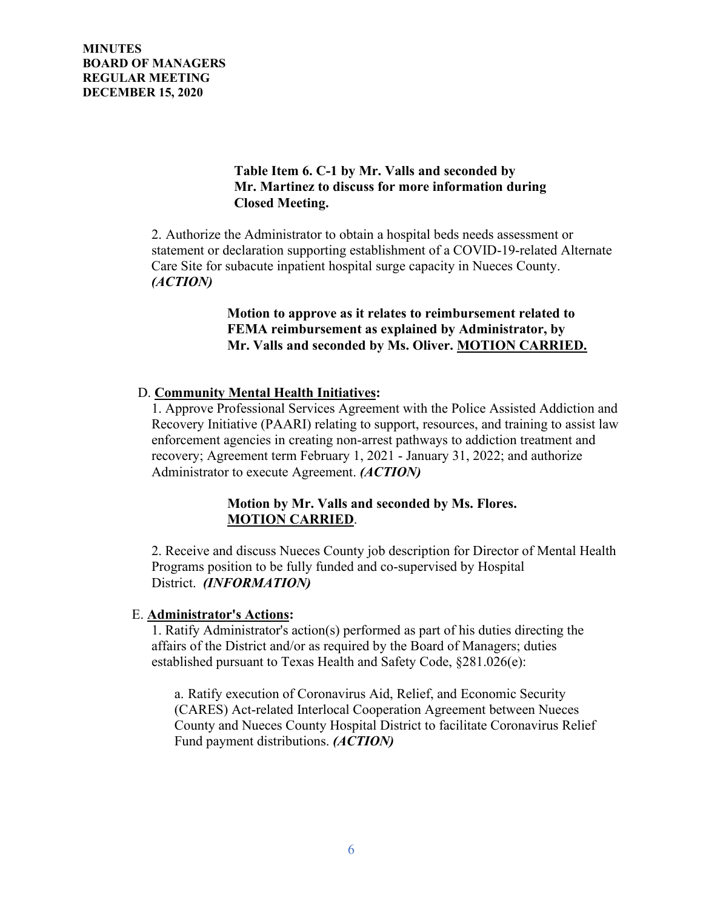**Table Item 6. C-1 by Mr. Valls and seconded by Mr. Martinez to discuss for more information during Closed Meeting.**

2. Authorize the Administrator to obtain a hospital beds needs assessment or statement or declaration supporting establishment of a COVID-19-related Alternate Care Site for subacute inpatient hospital surge capacity in Nueces County. ***(ACTION)***

**Motion to approve as it relates to reimbursement related to FEMA reimbursement as explained by Administrator, by Mr. Valls and seconded by Ms. Oliver. MOTION CARRIED.**

D. **Community Mental Health Initiatives:**

1. Approve Professional Services Agreement with the Police Assisted Addiction and Recovery Initiative (PAARI) relating to support, resources, and training to assist law enforcement agencies in creating non-arrest pathways to addiction treatment and recovery; Agreement term February 1, 2021 - January 31, 2022; and authorize Administrator to execute Agreement. ***(ACTION)***

**Motion by Mr. Valls and seconded by Ms. Flores. MOTION CARRIED.**

2. Receive and discuss Nueces County job description for Director of Mental Health Programs position to be fully funded and co-supervised by Hospital District. ***(INFORMATION)***

E. **Administrator's Actions:**

1. Ratify Administrator's action(s) performed as part of his duties directing the affairs of the District and/or as required by the Board of Managers; duties established pursuant to Texas Health and Safety Code, §281.026(e):

a. Ratify execution of Coronavirus Aid, Relief, and Economic Security (CARES) Act-related Interlocal Cooperation Agreement between Nueces County and Nueces County Hospital District to facilitate Coronavirus Relief Fund payment distributions. ***(ACTION)***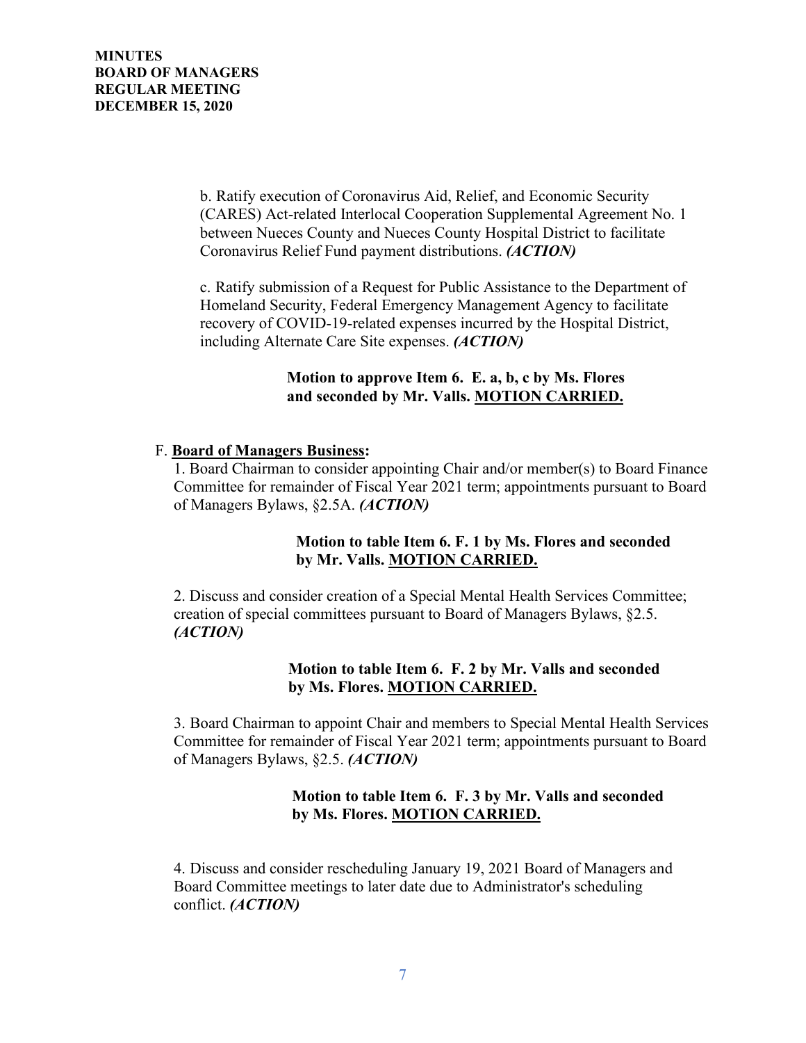b. Ratify execution of Coronavirus Aid, Relief, and Economic Security (CARES) Act-related Interlocal Cooperation Supplemental Agreement No. 1 between Nueces County and Nueces County Hospital District to facilitate Coronavirus Relief Fund payment distributions. ***(ACTION)***

c. Ratify submission of a Request for Public Assistance to the Department of Homeland Security, Federal Emergency Management Agency to facilitate recovery of COVID-19-related expenses incurred by the Hospital District, including Alternate Care Site expenses. ***(ACTION)***

**Motion to approve Item 6. E. a, b, c by Ms. Flores and seconded by Mr. Valls. MOTION CARRIED.**

F. **Board of Managers Business:**

1. Board Chairman to consider appointing Chair and/or member(s) to Board Finance Committee for remainder of Fiscal Year 2021 term; appointments pursuant to Board of Managers Bylaws, §2.5A. ***(ACTION)***

**Motion to table Item 6. F. 1 by Ms. Flores and seconded by Mr. Valls. MOTION CARRIED.**

2. Discuss and consider creation of a Special Mental Health Services Committee; creation of special committees pursuant to Board of Managers Bylaws, §2.5. ***(ACTION)***

**Motion to table Item 6. F. 2 by Mr. Valls and seconded by Ms. Flores. MOTION CARRIED.**

3. Board Chairman to appoint Chair and members to Special Mental Health Services Committee for remainder of Fiscal Year 2021 term; appointments pursuant to Board of Managers Bylaws, §2.5. ***(ACTION)***

**Motion to table Item 6. F. 3 by Mr. Valls and seconded by Ms. Flores. MOTION CARRIED.**

4. Discuss and consider rescheduling January 19, 2021 Board of Managers and Board Committee meetings to later date due to Administrator's scheduling conflict. ***(ACTION)***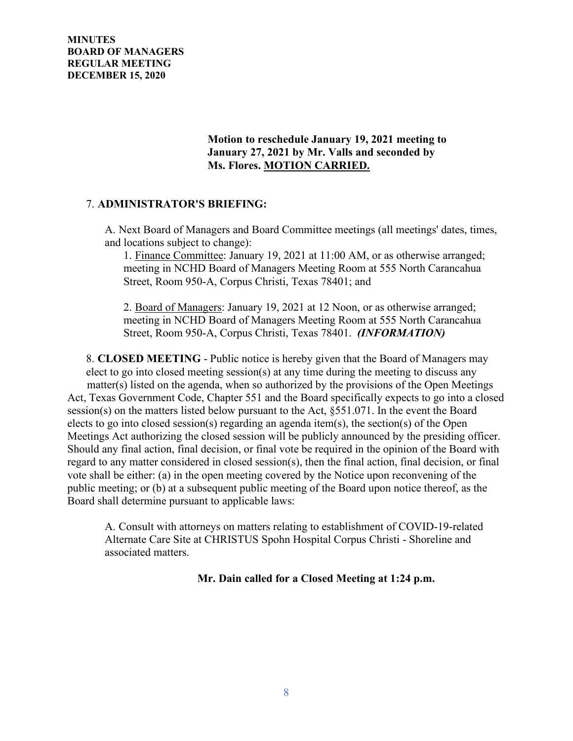**Motion to reschedule January 19, 2021 meeting to January 27, 2021 by Mr. Valls and seconded by Ms. Flores. <u>MOTION CARRIED.</u>**

7. **ADMINISTRATOR'S BRIEFING:**

A. Next Board of Managers and Board Committee meetings (all meetings' dates, times, and locations subject to change):

1. <u>Finance Committee</u>: January 19, 2021 at 11:00 AM, or as otherwise arranged; meeting in NCHD Board of Managers Meeting Room at 555 North Carancahua Street, Room 950-A, Corpus Christi, Texas 78401; and

2. <u>Board of Managers</u>: January 19, 2021 at 12 Noon, or as otherwise arranged; meeting in NCHD Board of Managers Meeting Room at 555 North Carancahua Street, Room 950-A, Corpus Christi, Texas 78401. ***(INFORMATION)***

8. **CLOSED MEETING** - Public notice is hereby given that the Board of Managers may elect to go into closed meeting session(s) at any time during the meeting to discuss any matter(s) listed on the agenda, when so authorized by the provisions of the Open Meetings Act, Texas Government Code, Chapter 551 and the Board specifically expects to go into a closed session(s) on the matters listed below pursuant to the Act, §551.071. In the event the Board elects to go into closed session(s) regarding an agenda item(s), the section(s) of the Open Meetings Act authorizing the closed session will be publicly announced by the presiding officer. Should any final action, final decision, or final vote be required in the opinion of the Board with regard to any matter considered in closed session(s), then the final action, final decision, or final vote shall be either: (a) in the open meeting covered by the Notice upon reconvening of the public meeting; or (b) at a subsequent public meeting of the Board upon notice thereof, as the Board shall determine pursuant to applicable laws:

A. Consult with attorneys on matters relating to establishment of COVID-19-related Alternate Care Site at CHRISTUS Spohn Hospital Corpus Christi - Shoreline and associated matters.

**Mr. Dain called for a Closed Meeting at 1:24 p.m.**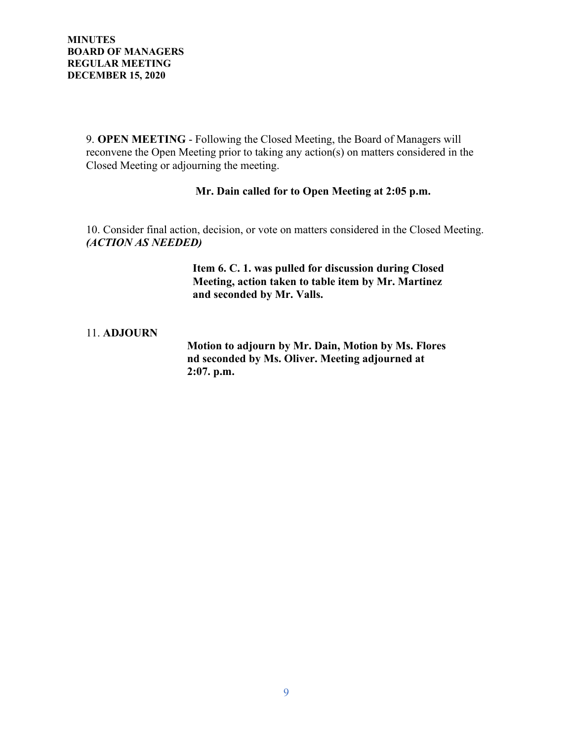**MINUTES**
**BOARD OF MANAGERS**
**REGULAR MEETING**
**DECEMBER 15, 2020**

9. **OPEN MEETING** - Following the Closed Meeting, the Board of Managers will reconvene the Open Meeting prior to taking any action(s) on matters considered in the Closed Meeting or adjourning the meeting.

**Mr. Dain called for to Open Meeting at 2:05 p.m.**

10. Consider final action, decision, or vote on matters considered in the Closed Meeting. ***(ACTION AS NEEDED)***

**Item 6. C. 1. was pulled for discussion during Closed Meeting, action taken to table item by Mr. Martinez and seconded by Mr. Valls.**

11. **ADJOURN**

**Motion to adjourn by Mr. Dain, Motion by Ms. Flores nd seconded by Ms. Oliver. Meeting adjourned at 2:07. p.m.**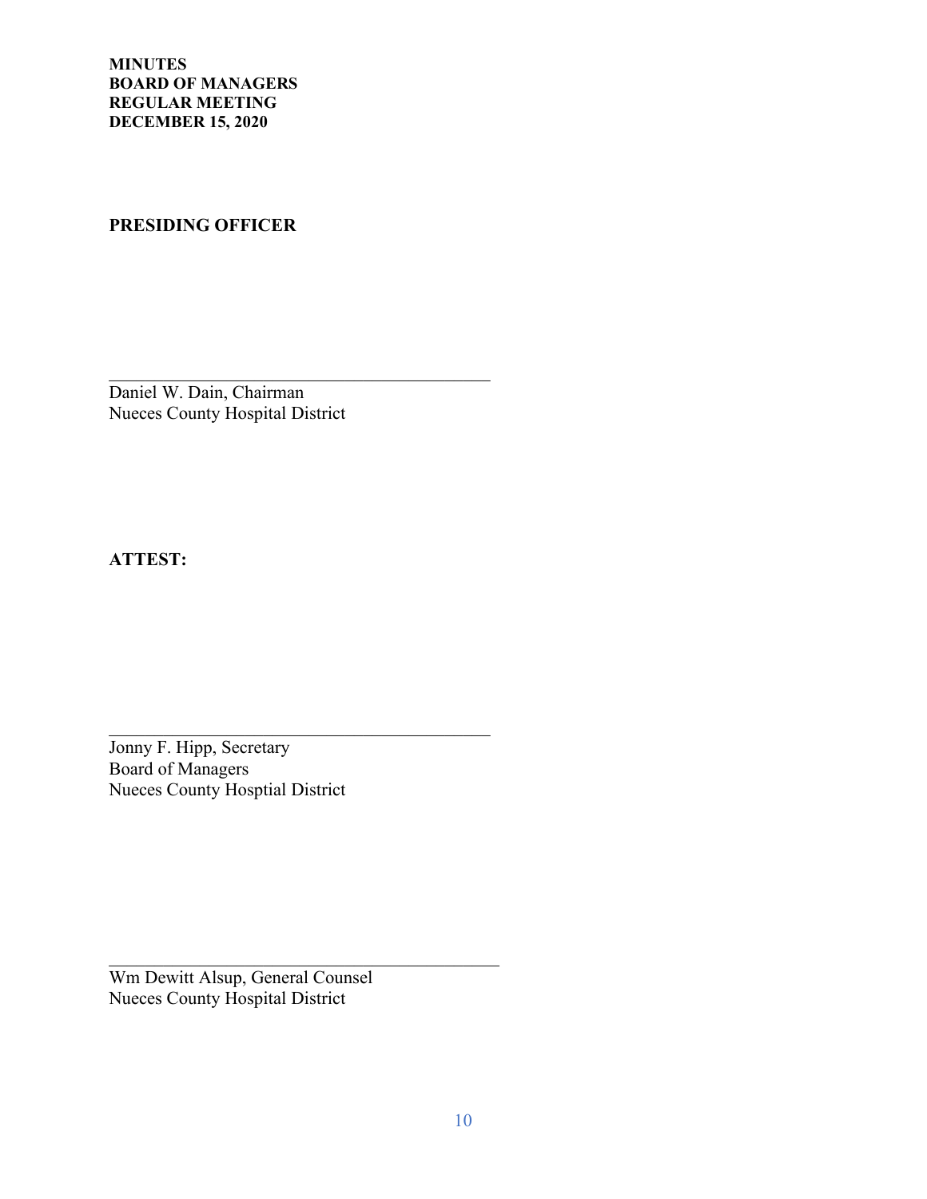**MINUTES**
**BOARD OF MANAGERS**
**REGULAR MEETING**
**DECEMBER 15, 2020**

**PRESIDING OFFICER**

\_\_\_\_\_\_\_\_\_\_\_\_\_\_\_\_\_\_\_\_\_\_\_\_\_\_\_\_\_\_\_\_\_\_\_\_\_\_\_\_\_\_\_\_

Daniel W. Dain, Chairman
Nueces County Hospital District

**ATTEST:**

\_\_\_\_\_\_\_\_\_\_\_\_\_\_\_\_\_\_\_\_\_\_\_\_\_\_\_\_\_\_\_\_\_\_\_\_\_\_\_\_\_\_\_\_

Jonny F. Hipp, Secretary
Board of Managers
Nueces County Hosptial District

\_\_\_\_\_\_\_\_\_\_\_\_\_\_\_\_\_\_\_\_\_\_\_\_\_\_\_\_\_\_\_\_\_\_\_\_\_\_\_\_\_\_\_\_

Wm Dewitt Alsup, General Counsel
Nueces County Hospital District